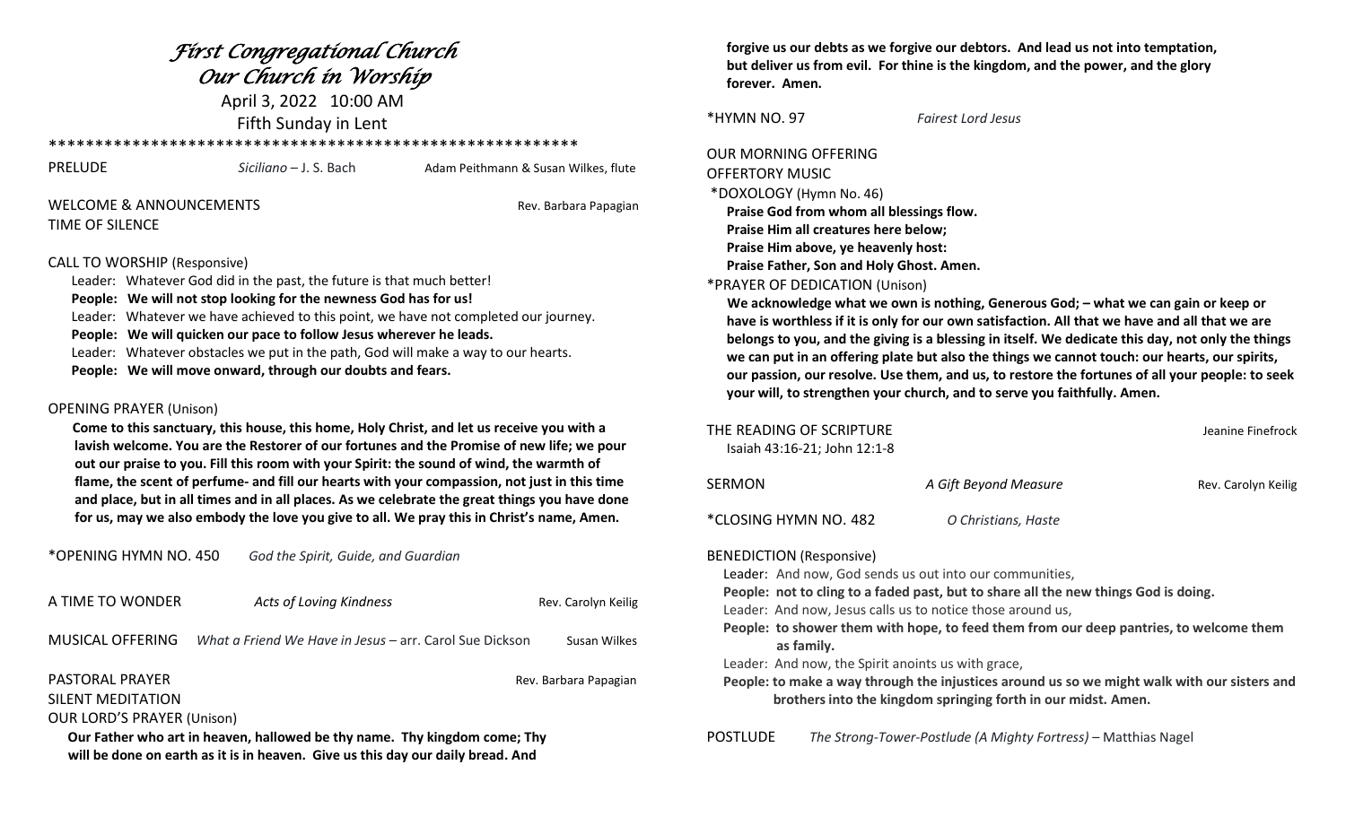# *First Congregational Church*
# *Our Church in Worship*

April 3, 2022 10:00 AM

Fifth Sunday in Lent

*******************************************************

PRELUDE *Siciliano* – J. S. Bach Adam Peithmann & Susan Wilkes, flute

WELCOME & ANNOUNCEMENTS Rev. Barbara Papagian

TIME OF SILENCE

CALL TO WORSHIP (Responsive)

Leader: Whatever God did in the past, the future is that much better!

**People: We will not stop looking for the newness God has for us!**

Leader: Whatever we have achieved to this point, we have not completed our journey.

**People: We will quicken our pace to follow Jesus wherever he leads.**

Leader: Whatever obstacles we put in the path, God will make a way to our hearts.

**People: We will move onward, through our doubts and fears.**

OPENING PRAYER (Unison)

**Come to this sanctuary, this house, this home, Holy Christ, and let us receive you with a lavish welcome. You are the Restorer of our fortunes and the Promise of new life; we pour out our praise to you. Fill this room with your Spirit: the sound of wind, the warmth of flame, the scent of perfume- and fill our hearts with your compassion, not just in this time and place, but in all times and in all places. As we celebrate the great things you have done for us, may we also embody the love you give to all. We pray this in Christ's name, Amen.**

*OPENING HYMN NO. 450 *God the Spirit, Guide, and Guardian*

A TIME TO WONDER *Acts of Loving Kindness* Rev. Carolyn Keilig

MUSICAL OFFERING *What a Friend We Have in Jesus* – arr. Carol Sue Dickson Susan Wilkes

PASTORAL PRAYER Rev. Barbara Papagian

SILENT MEDITATION

OUR LORD'S PRAYER (Unison)

**Our Father who art in heaven, hallowed be thy name. Thy kingdom come; Thy will be done on earth as it is in heaven. Give us this day our daily bread. And forgive us our debts as we forgive our debtors. And lead us not into temptation, but deliver us from evil. For thine is the kingdom, and the power, and the glory forever. Amen.**

*HYMN NO. 97 *Fairest Lord Jesus*

OUR MORNING OFFERING

OFFERTORY MUSIC

*DOXOLOGY (Hymn No. 46)

**Praise God from whom all blessings flow.**
**Praise Him all creatures here below;**
**Praise Him above, ye heavenly host:**
**Praise Father, Son and Holy Ghost. Amen.**

*PRAYER OF DEDICATION (Unison)

**We acknowledge what we own is nothing, Generous God; – what we can gain or keep or have is worthless if it is only for our own satisfaction. All that we have and all that we are belongs to you, and the giving is a blessing in itself. We dedicate this day, not only the things we can put in an offering plate but also the things we cannot touch: our hearts, our spirits, our passion, our resolve. Use them, and us, to restore the fortunes of all your people: to seek your will, to strengthen your church, and to serve you faithfully. Amen.**

THE READING OF SCRIPTURE Jeanine Finefrock

Isaiah 43:16-21; John 12:1-8

SERMON *A Gift Beyond Measure* Rev. Carolyn Keilig

*CLOSING HYMN NO. 482 *O Christians, Haste*

BENEDICTION (Responsive)

Leader: And now, God sends us out into our communities,

**People: not to cling to a faded past, but to share all the new things God is doing.**

Leader: And now, Jesus calls us to notice those around us,

**People: to shower them with hope, to feed them from our deep pantries, to welcome them as family.**

Leader: And now, the Spirit anoints us with grace,

**People: to make a way through the injustices around us so we might walk with our sisters and brothers into the kingdom springing forth in our midst. Amen.**

POSTLUDE *The Strong-Tower-Postlude (A Mighty Fortress)* – Matthias Nagel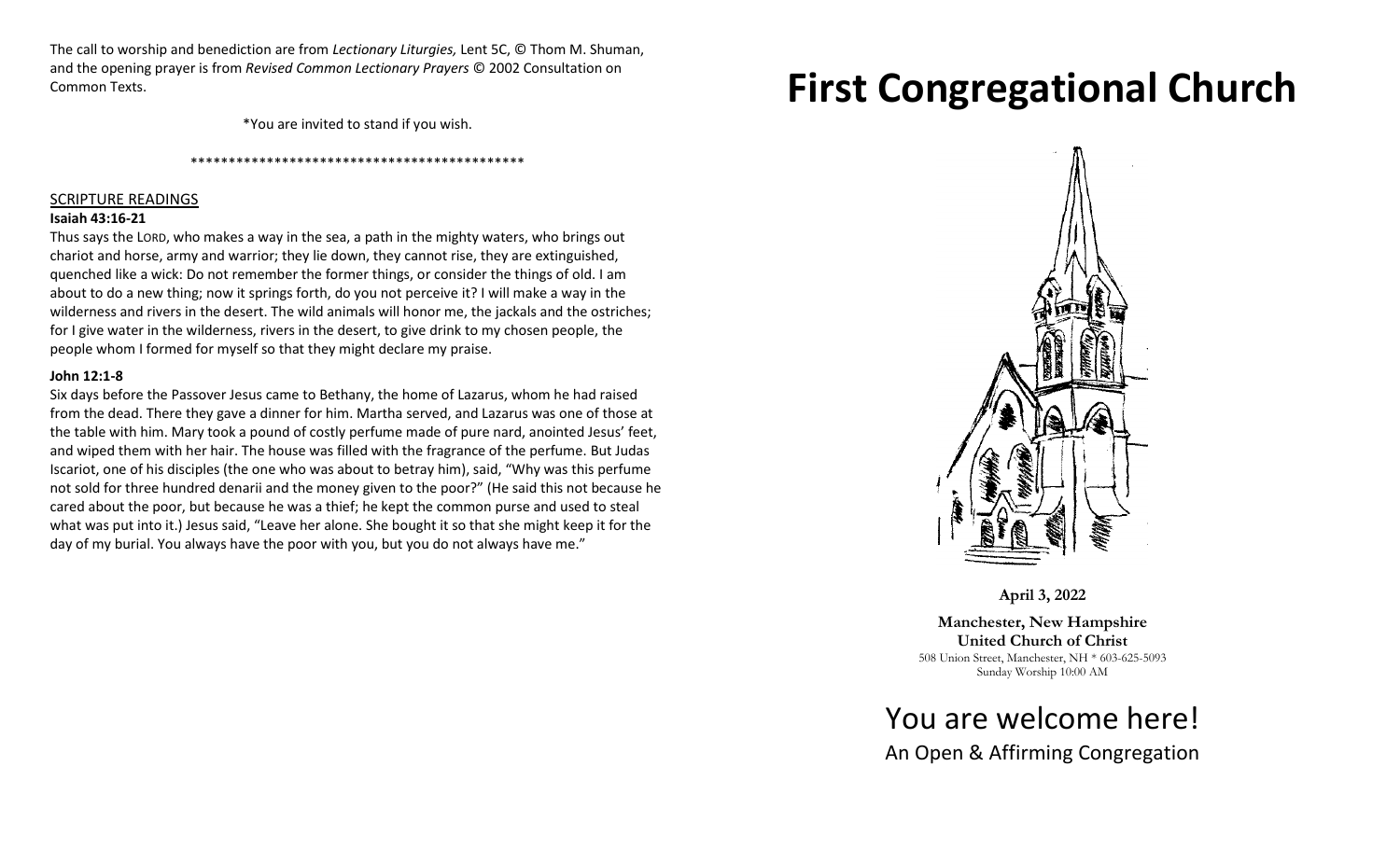The call to worship and benediction are from *Lectionary Liturgies,* Lent 5C, © Thom M. Shuman, and the opening prayer is from *Revised Common Lectionary Prayers* © 2002 Consultation on Common Texts.

*You are invited to stand if you wish.

*********************************************

SCRIPTURE READINGS

**Isaiah 43:16-21**

Thus says the LORD, who makes a way in the sea, a path in the mighty waters, who brings out chariot and horse, army and warrior; they lie down, they cannot rise, they are extinguished, quenched like a wick: Do not remember the former things, or consider the things of old. I am about to do a new thing; now it springs forth, do you not perceive it? I will make a way in the wilderness and rivers in the desert. The wild animals will honor me, the jackals and the ostriches; for I give water in the wilderness, rivers in the desert, to give drink to my chosen people, the people whom I formed for myself so that they might declare my praise.

**John 12:1-8**

Six days before the Passover Jesus came to Bethany, the home of Lazarus, whom he had raised from the dead. There they gave a dinner for him. Martha served, and Lazarus was one of those at the table with him. Mary took a pound of costly perfume made of pure nard, anointed Jesus' feet, and wiped them with her hair. The house was filled with the fragrance of the perfume. But Judas Iscariot, one of his disciples (the one who was about to betray him), said, "Why was this perfume not sold for three hundred denarii and the money given to the poor?" (He said this not because he cared about the poor, but because he was a thief; he kept the common purse and used to steal what was put into it.) Jesus said, "Leave her alone. She bought it so that she might keep it for the day of my burial. You always have the poor with you, but you do not always have me."

# First Congregational Church

**April 3, 2022**

**Manchester, New Hampshire**
**United Church of Christ**
508 Union Street, Manchester, NH * 603-625-5093
Sunday Worship 10:00 AM

## You are welcome here!

An Open & Affirming Congregation